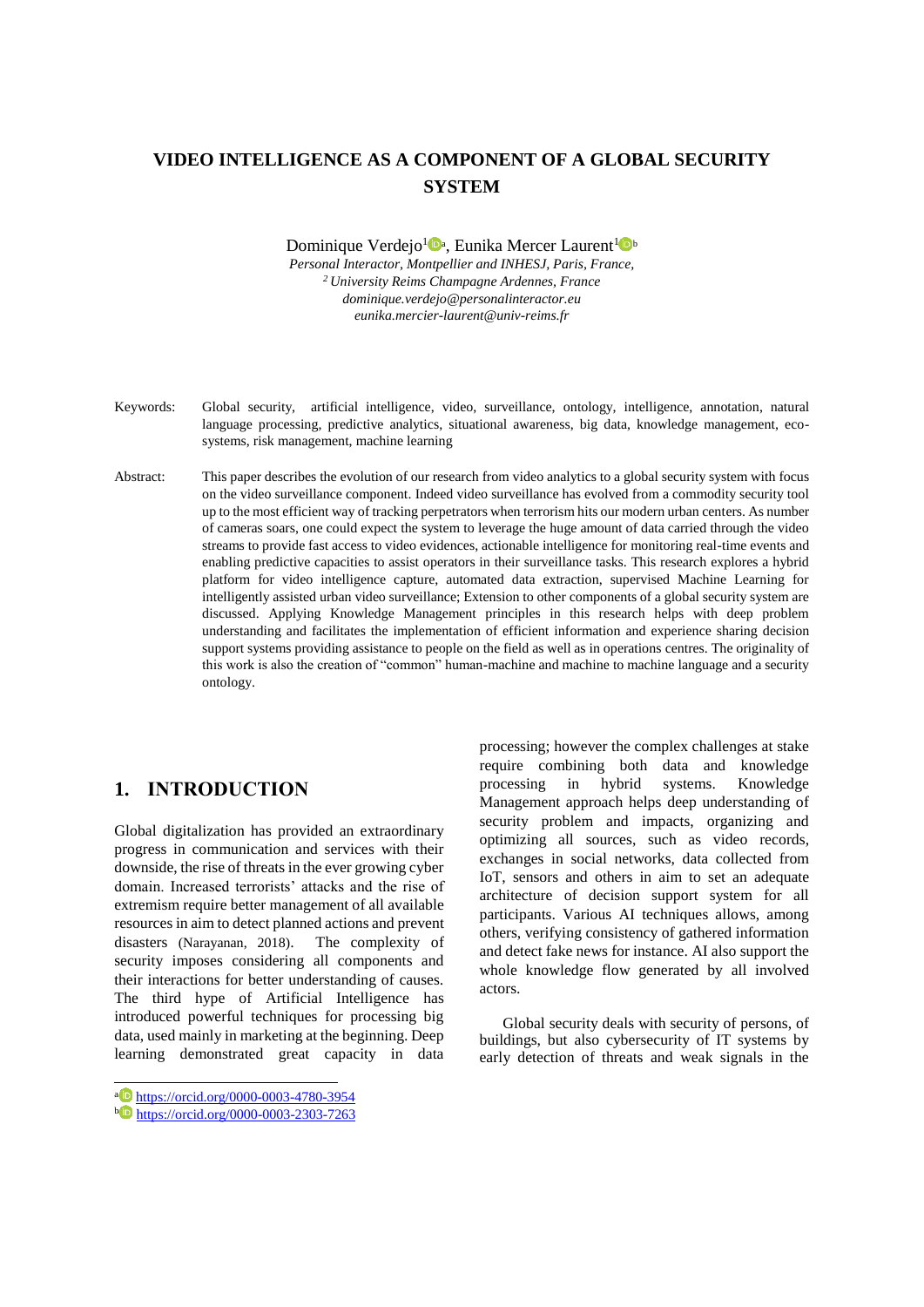# VIDEO INTELLIGENCE AS A COMPONENT OF A GLOBAL SECURITY SYSTEM

Dominique Verdejo[1][a], Eunika Mercer Laurent[1][b]

*Personal Interactor, Montpellier and INHESJ, Paris, France,*
*[2] University Reims Champagne Ardennes, France*
*dominique.verdejo@personalinteractor.eu*
*eunika.mercier-laurent@univ-reims.fr*

Keywords: Global security, artificial intelligence, video, surveillance, ontology, intelligence, annotation, natural language processing, predictive analytics, situational awareness, big data, knowledge management, eco-systems, risk management, machine learning

Abstract: This paper describes the evolution of our research from video analytics to a global security system with focus on the video surveillance component. Indeed video surveillance has evolved from a commodity security tool up to the most efficient way of tracking perpetrators when terrorism hits our modern urban centers. As number of cameras soars, one could expect the system to leverage the huge amount of data carried through the video streams to provide fast access to video evidences, actionable intelligence for monitoring real-time events and enabling predictive capacities to assist operators in their surveillance tasks. This research explores a hybrid platform for video intelligence capture, automated data extraction, supervised Machine Learning for intelligently assisted urban video surveillance; Extension to other components of a global security system are discussed. Applying Knowledge Management principles in this research helps with deep problem understanding and facilitates the implementation of efficient information and experience sharing decision support systems providing assistance to people on the field as well as in operations centres. The originality of this work is also the creation of "common" human-machine and machine to machine language and a security ontology.

## 1. INTRODUCTION

Global digitalization has provided an extraordinary progress in communication and services with their downside, the rise of threats in the ever growing cyber domain. Increased terrorists' attacks and the rise of extremism require better management of all available resources in aim to detect planned actions and prevent disasters (Narayanan, 2018). The complexity of security imposes considering all components and their interactions for better understanding of causes. The third hype of Artificial Intelligence has introduced powerful techniques for processing big data, used mainly in marketing at the beginning. Deep learning demonstrated great capacity in data processing; however the complex challenges at stake require combining both data and knowledge processing in hybrid systems. Knowledge Management approach helps deep understanding of security problem and impacts, organizing and optimizing all sources, such as video records, exchanges in social networks, data collected from IoT, sensors and others in aim to set an adequate architecture of decision support system for all participants. Various AI techniques allows, among others, verifying consistency of gathered information and detect fake news for instance. AI also support the whole knowledge flow generated by all involved actors.

Global security deals with security of persons, of buildings, but also cybersecurity of IT systems by early detection of threats and weak signals in the

[a] https://orcid.org/0000-0003-4780-3954
[b] https://orcid.org/0000-0003-2303-7263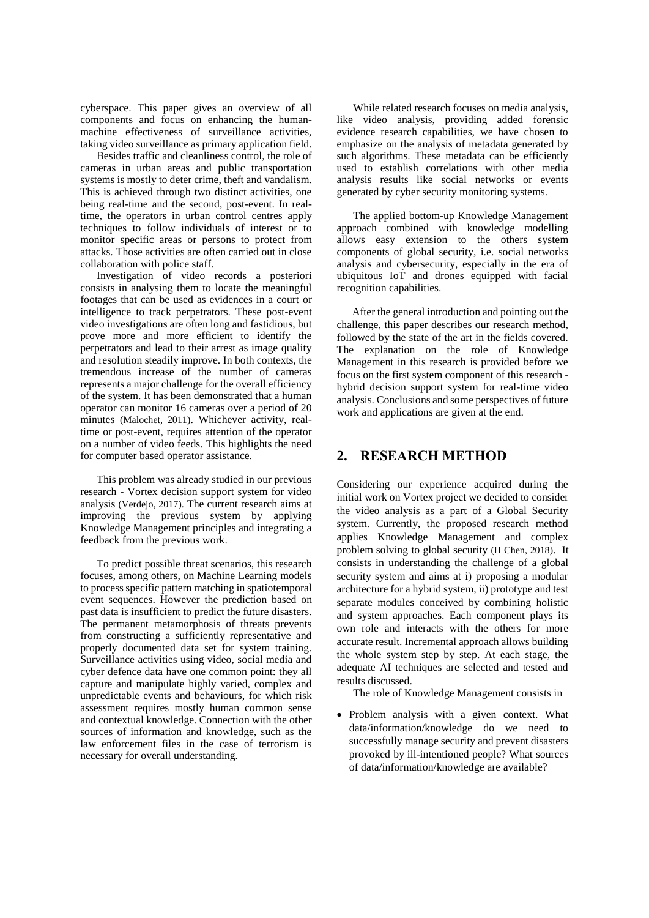cyberspace. This paper gives an overview of all components and focus on enhancing the human-machine effectiveness of surveillance activities, taking video surveillance as primary application field.

Besides traffic and cleanliness control, the role of cameras in urban areas and public transportation systems is mostly to deter crime, theft and vandalism. This is achieved through two distinct activities, one being real-time and the second, post-event. In real-time, the operators in urban control centres apply techniques to follow individuals of interest or to monitor specific areas or persons to protect from attacks. Those activities are often carried out in close collaboration with police staff.

Investigation of video records a posteriori consists in analysing them to locate the meaningful footages that can be used as evidences in a court or intelligence to track perpetrators. These post-event video investigations are often long and fastidious, but prove more and more efficient to identify the perpetrators and lead to their arrest as image quality and resolution steadily improve. In both contexts, the tremendous increase of the number of cameras represents a major challenge for the overall efficiency of the system. It has been demonstrated that a human operator can monitor 16 cameras over a period of 20 minutes (Malochet, 2011). Whichever activity, real-time or post-event, requires attention of the operator on a number of video feeds. This highlights the need for computer based operator assistance.

This problem was already studied in our previous research - Vortex decision support system for video analysis (Verdejo, 2017). The current research aims at improving the previous system by applying Knowledge Management principles and integrating a feedback from the previous work.

To predict possible threat scenarios, this research focuses, among others, on Machine Learning models to process specific pattern matching in spatiotemporal event sequences. However the prediction based on past data is insufficient to predict the future disasters. The permanent metamorphosis of threats prevents from constructing a sufficiently representative and properly documented data set for system training. Surveillance activities using video, social media and cyber defence data have one common point: they all capture and manipulate highly varied, complex and unpredictable events and behaviours, for which risk assessment requires mostly human common sense and contextual knowledge. Connection with the other sources of information and knowledge, such as the law enforcement files in the case of terrorism is necessary for overall understanding.

While related research focuses on media analysis, like video analysis, providing added forensic evidence research capabilities, we have chosen to emphasize on the analysis of metadata generated by such algorithms. These metadata can be efficiently used to establish correlations with other media analysis results like social networks or events generated by cyber security monitoring systems.

The applied bottom-up Knowledge Management approach combined with knowledge modelling allows easy extension to the others system components of global security, i.e. social networks analysis and cybersecurity, especially in the era of ubiquitous IoT and drones equipped with facial recognition capabilities.

After the general introduction and pointing out the challenge, this paper describes our research method, followed by the state of the art in the fields covered. The explanation on the role of Knowledge Management in this research is provided before we focus on the first system component of this research - hybrid decision support system for real-time video analysis. Conclusions and some perspectives of future work and applications are given at the end.

## 2. RESEARCH METHOD

Considering our experience acquired during the initial work on Vortex project we decided to consider the video analysis as a part of a Global Security system. Currently, the proposed research method applies Knowledge Management and complex problem solving to global security (H Chen, 2018). It consists in understanding the challenge of a global security system and aims at i) proposing a modular architecture for a hybrid system, ii) prototype and test separate modules conceived by combining holistic and system approaches. Each component plays its own role and interacts with the others for more accurate result. Incremental approach allows building the whole system step by step. At each stage, the adequate AI techniques are selected and tested and results discussed.

The role of Knowledge Management consists in

- Problem analysis with a given context. What data/information/knowledge do we need to successfully manage security and prevent disasters provoked by ill-intentioned people? What sources of data/information/knowledge are available?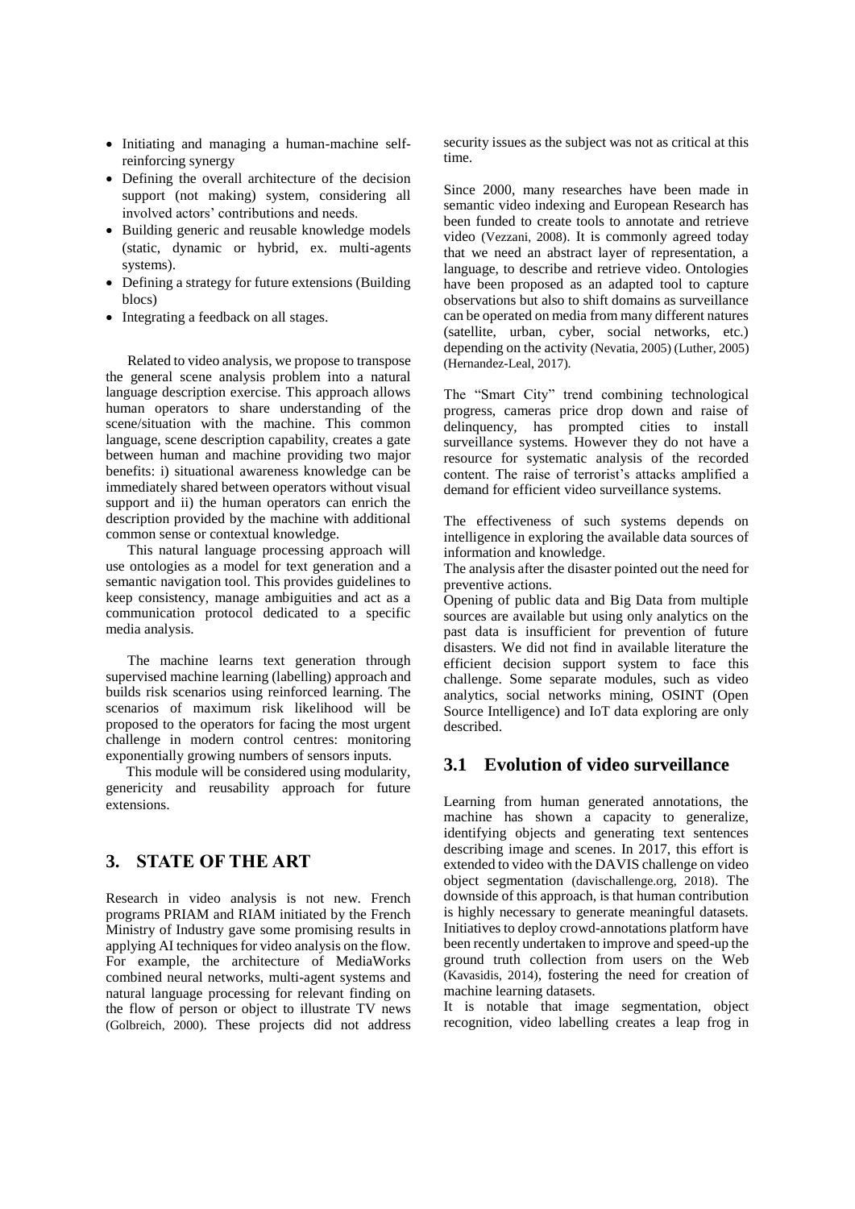- Initiating and managing a human-machine self-reinforcing synergy
- Defining the overall architecture of the decision support (not making) system, considering all involved actors' contributions and needs.
- Building generic and reusable knowledge models (static, dynamic or hybrid, ex. multi-agents systems).
- Defining a strategy for future extensions (Building blocs)
- Integrating a feedback on all stages.

Related to video analysis, we propose to transpose the general scene analysis problem into a natural language description exercise. This approach allows human operators to share understanding of the scene/situation with the machine. This common language, scene description capability, creates a gate between human and machine providing two major benefits: i) situational awareness knowledge can be immediately shared between operators without visual support and ii) the human operators can enrich the description provided by the machine with additional common sense or contextual knowledge.

This natural language processing approach will use ontologies as a model for text generation and a semantic navigation tool. This provides guidelines to keep consistency, manage ambiguities and act as a communication protocol dedicated to a specific media analysis.

The machine learns text generation through supervised machine learning (labelling) approach and builds risk scenarios using reinforced learning. The scenarios of maximum risk likelihood will be proposed to the operators for facing the most urgent challenge in modern control centres: monitoring exponentially growing numbers of sensors inputs.

This module will be considered using modularity, genericity and reusability approach for future extensions.

## 3. STATE OF THE ART

Research in video analysis is not new. French programs PRIAM and RIAM initiated by the French Ministry of Industry gave some promising results in applying AI techniques for video analysis on the flow. For example, the architecture of MediaWorks combined neural networks, multi-agent systems and natural language processing for relevant finding on the flow of person or object to illustrate TV news (Golbreich, 2000). These projects did not address security issues as the subject was not as critical at this time.

Since 2000, many researches have been made in semantic video indexing and European Research has been funded to create tools to annotate and retrieve video (Vezzani, 2008). It is commonly agreed today that we need an abstract layer of representation, a language, to describe and retrieve video. Ontologies have been proposed as an adapted tool to capture observations but also to shift domains as surveillance can be operated on media from many different natures (satellite, urban, cyber, social networks, etc.) depending on the activity (Nevatia, 2005) (Luther, 2005) (Hernandez-Leal, 2017).

The "Smart City" trend combining technological progress, cameras price drop down and raise of delinquency, has prompted cities to install surveillance systems. However they do not have a resource for systematic analysis of the recorded content. The raise of terrorist's attacks amplified a demand for efficient video surveillance systems.

The effectiveness of such systems depends on intelligence in exploring the available data sources of information and knowledge.

The analysis after the disaster pointed out the need for preventive actions.

Opening of public data and Big Data from multiple sources are available but using only analytics on the past data is insufficient for prevention of future disasters. We did not find in available literature the efficient decision support system to face this challenge. Some separate modules, such as video analytics, social networks mining, OSINT (Open Source Intelligence) and IoT data exploring are only described.

### 3.1 Evolution of video surveillance

Learning from human generated annotations, the machine has shown a capacity to generalize, identifying objects and generating text sentences describing image and scenes. In 2017, this effort is extended to video with the DAVIS challenge on video object segmentation (davischallenge.org, 2018). The downside of this approach, is that human contribution is highly necessary to generate meaningful datasets. Initiatives to deploy crowd-annotations platform have been recently undertaken to improve and speed-up the ground truth collection from users on the Web (Kavasidis, 2014), fostering the need for creation of machine learning datasets.

It is notable that image segmentation, object recognition, video labelling creates a leap frog in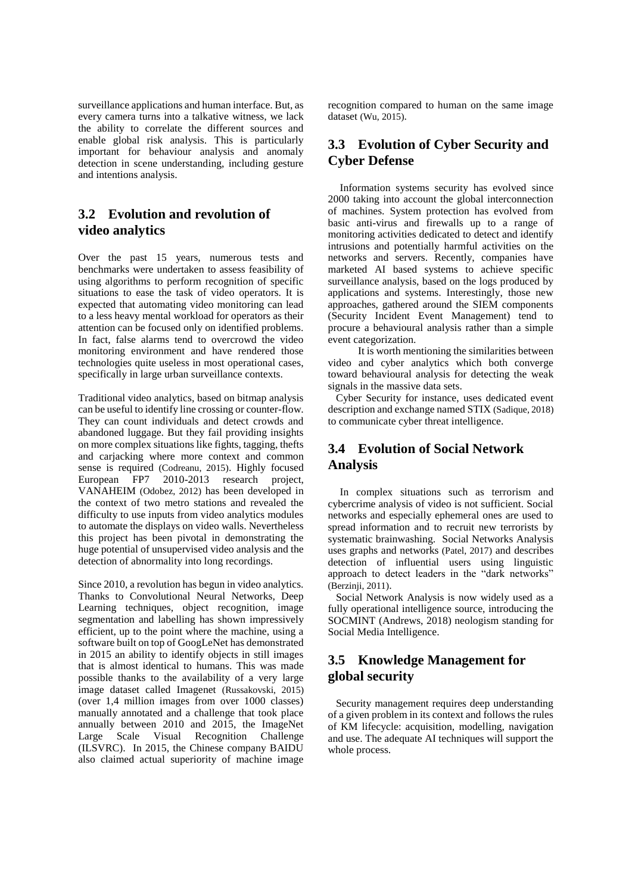surveillance applications and human interface. But, as every camera turns into a talkative witness, we lack the ability to correlate the different sources and enable global risk analysis. This is particularly important for behaviour analysis and anomaly detection in scene understanding, including gesture and intentions analysis.

## 3.2 Evolution and revolution of video analytics

Over the past 15 years, numerous tests and benchmarks were undertaken to assess feasibility of using algorithms to perform recognition of specific situations to ease the task of video operators. It is expected that automating video monitoring can lead to a less heavy mental workload for operators as their attention can be focused only on identified problems. In fact, false alarms tend to overcrowd the video monitoring environment and have rendered those technologies quite useless in most operational cases, specifically in large urban surveillance contexts.

Traditional video analytics, based on bitmap analysis can be useful to identify line crossing or counter-flow. They can count individuals and detect crowds and abandoned luggage. But they fail providing insights on more complex situations like fights, tagging, thefts and carjacking where more context and common sense is required (Codreanu, 2015). Highly focused European FP7 2010-2013 research project, VANAHEIM (Odobez, 2012) has been developed in the context of two metro stations and revealed the difficulty to use inputs from video analytics modules to automate the displays on video walls. Nevertheless this project has been pivotal in demonstrating the huge potential of unsupervised video analysis and the detection of abnormality into long recordings.

Since 2010, a revolution has begun in video analytics. Thanks to Convolutional Neural Networks, Deep Learning techniques, object recognition, image segmentation and labelling has shown impressively efficient, up to the point where the machine, using a software built on top of GoogLeNet has demonstrated in 2015 an ability to identify objects in still images that is almost identical to humans. This was made possible thanks to the availability of a very large image dataset called Imagenet (Russakovski, 2015) (over 1,4 million images from over 1000 classes) manually annotated and a challenge that took place annually between 2010 and 2015, the ImageNet Large Scale Visual Recognition Challenge (ILSVRC). In 2015, the Chinese company BAIDU also claimed actual superiority of machine image recognition compared to human on the same image dataset (Wu, 2015).

## 3.3 Evolution of Cyber Security and Cyber Defense

Information systems security has evolved since 2000 taking into account the global interconnection of machines. System protection has evolved from basic anti-virus and firewalls up to a range of monitoring activities dedicated to detect and identify intrusions and potentially harmful activities on the networks and servers. Recently, companies have marketed AI based systems to achieve specific surveillance analysis, based on the logs produced by applications and systems. Interestingly, those new approaches, gathered around the SIEM components (Security Incident Event Management) tend to procure a behavioural analysis rather than a simple event categorization.

It is worth mentioning the similarities between video and cyber analytics which both converge toward behavioural analysis for detecting the weak signals in the massive data sets.

Cyber Security for instance, uses dedicated event description and exchange named STIX (Sadique, 2018) to communicate cyber threat intelligence.

## 3.4 Evolution of Social Network Analysis

In complex situations such as terrorism and cybercrime analysis of video is not sufficient. Social networks and especially ephemeral ones are used to spread information and to recruit new terrorists by systematic brainwashing. Social Networks Analysis uses graphs and networks (Patel, 2017) and describes detection of influential users using linguistic approach to detect leaders in the "dark networks" (Berzinji, 2011).

Social Network Analysis is now widely used as a fully operational intelligence source, introducing the SOCMINT (Andrews, 2018) neologism standing for Social Media Intelligence.

## 3.5 Knowledge Management for global security

Security management requires deep understanding of a given problem in its context and follows the rules of KM lifecycle: acquisition, modelling, navigation and use. The adequate AI techniques will support the whole process.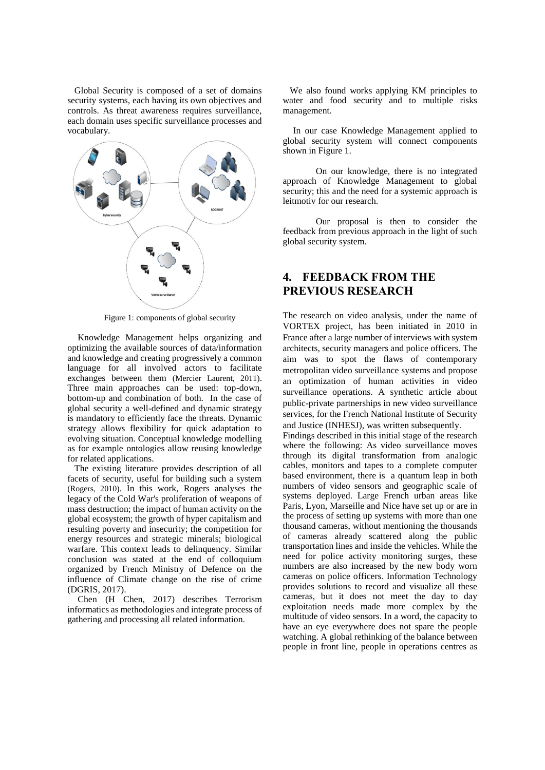Global Security is composed of a set of domains security systems, each having its own objectives and controls. As threat awareness requires surveillance, each domain uses specific surveillance processes and vocabulary.

Cybersecurity

SOCMINT

Video surveillance

Figure 1: components of global security

Knowledge Management helps organizing and optimizing the available sources of data/information and knowledge and creating progressively a common language for all involved actors to facilitate exchanges between them (Mercier Laurent, 2011). Three main approaches can be used: top-down, bottom-up and combination of both. In the case of global security a well-defined and dynamic strategy is mandatory to efficiently face the threats. Dynamic strategy allows flexibility for quick adaptation to evolving situation. Conceptual knowledge modelling as for example ontologies allow reusing knowledge for related applications.

The existing literature provides description of all facets of security, useful for building such a system (Rogers, 2010). In this work, Rogers analyses the legacy of the Cold War's proliferation of weapons of mass destruction; the impact of human activity on the global ecosystem; the growth of hyper capitalism and resulting poverty and insecurity; the competition for energy resources and strategic minerals; biological warfare. This context leads to delinquency. Similar conclusion was stated at the end of colloquium organized by French Ministry of Defence on the influence of Climate change on the rise of crime (DGRIS, 2017).

Chen (H Chen, 2017) describes Terrorism informatics as methodologies and integrate process of gathering and processing all related information.

We also found works applying KM principles to water and food security and to multiple risks management.

In our case Knowledge Management applied to global security system will connect components shown in Figure 1.

On our knowledge, there is no integrated approach of Knowledge Management to global security; this and the need for a systemic approach is leitmotiv for our research.

Our proposal is then to consider the feedback from previous approach in the light of such global security system.

## 4. FEEDBACK FROM THE PREVIOUS RESEARCH

The research on video analysis, under the name of VORTEX project, has been initiated in 2010 in France after a large number of interviews with system architects, security managers and police officers. The aim was to spot the flaws of contemporary metropolitan video surveillance systems and propose an optimization of human activities in video surveillance operations. A synthetic article about public-private partnerships in new video surveillance services, for the French National Institute of Security and Justice (INHESJ), was written subsequently.

Findings described in this initial stage of the research where the following: As video surveillance moves through its digital transformation from analogic cables, monitors and tapes to a complete computer based environment, there is a quantum leap in both numbers of video sensors and geographic scale of systems deployed. Large French urban areas like Paris, Lyon, Marseille and Nice have set up or are in the process of setting up systems with more than one thousand cameras, without mentioning the thousands of cameras already scattered along the public transportation lines and inside the vehicles. While the need for police activity monitoring surges, these numbers are also increased by the new body worn cameras on police officers. Information Technology provides solutions to record and visualize all these cameras, but it does not meet the day to day exploitation needs made more complex by the multitude of video sensors. In a word, the capacity to have an eye everywhere does not spare the people watching. A global rethinking of the balance between people in front line, people in operations centres as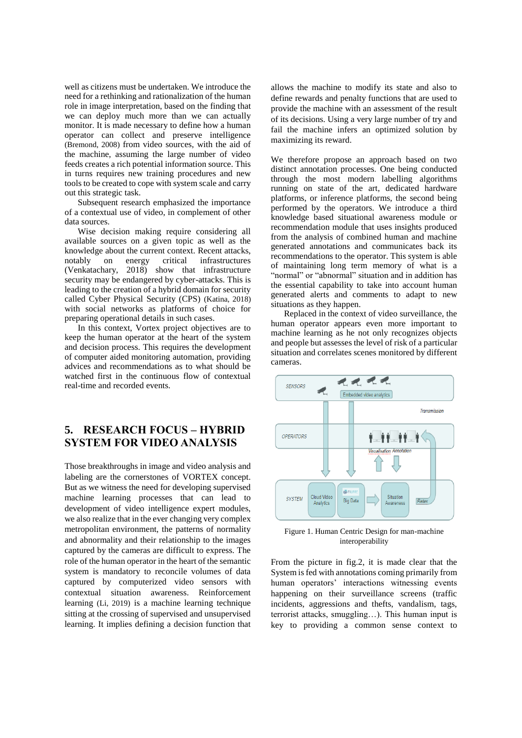well as citizens must be undertaken. We introduce the need for a rethinking and rationalization of the human role in image interpretation, based on the finding that we can deploy much more than we can actually monitor. It is made necessary to define how a human operator can collect and preserve intelligence (Bremond, 2008) from video sources, with the aid of the machine, assuming the large number of video feeds creates a rich potential information source. This in turns requires new training procedures and new tools to be created to cope with system scale and carry out this strategic task.

Subsequent research emphasized the importance of a contextual use of video, in complement of other data sources.

Wise decision making require considering all available sources on a given topic as well as the knowledge about the current context. Recent attacks, notably on energy critical infrastructures (Venkatachary, 2018) show that infrastructure security may be endangered by cyber-attacks. This is leading to the creation of a hybrid domain for security called Cyber Physical Security (CPS) (Katina, 2018) with social networks as platforms of choice for preparing operational details in such cases.

In this context, Vortex project objectives are to keep the human operator at the heart of the system and decision process. This requires the development of computer aided monitoring automation, providing advices and recommendations as to what should be watched first in the continuous flow of contextual real-time and recorded events.

## 5. RESEARCH FOCUS – HYBRID SYSTEM FOR VIDEO ANALYSIS

Those breakthroughs in image and video analysis and labeling are the cornerstones of VORTEX concept. But as we witness the need for developing supervised machine learning processes that can lead to development of video intelligence expert modules, we also realize that in the ever changing very complex metropolitan environment, the patterns of normality and abnormality and their relationship to the images captured by the cameras are difficult to express. The role of the human operator in the heart of the semantic system is mandatory to reconcile volumes of data captured by computerized video sensors with contextual situation awareness. Reinforcement learning (Li, 2019) is a machine learning technique sitting at the crossing of supervised and unsupervised learning. It implies defining a decision function that allows the machine to modify its state and also to define rewards and penalty functions that are used to provide the machine with an assessment of the result of its decisions. Using a very large number of try and fail the machine infers an optimized solution by maximizing its reward.

We therefore propose an approach based on two distinct annotation processes. One being conducted through the most modern labelling algorithms running on state of the art, dedicated hardware platforms, or inference platforms, the second being performed by the operators. We introduce a third knowledge based situational awareness module or recommendation module that uses insights produced from the analysis of combined human and machine generated annotations and communicates back its recommendations to the operator. This system is able of maintaining long term memory of what is a "normal" or "abnormal" situation and in addition has the essential capability to take into account human generated alerts and comments to adapt to new situations as they happen.

Replaced in the context of video surveillance, the human operator appears even more important to machine learning as he not only recognizes objects and people but assesses the level of risk of a particular situation and correlates scenes monitored by different cameras.

SENSORS
Embedded video analytics
Transmission
OPERATORS
Visualisation Annotation
SYSTEM
Cloud Video Analytics
Big Data
Situation Awareness
Relax

Figure 1. Human Centric Design for man-machine interoperability

From the picture in fig.2, it is made clear that the System is fed with annotations coming primarily from human operators' interactions witnessing events happening on their surveillance screens (traffic incidents, aggressions and thefts, vandalism, tags, terrorist attacks, smuggling…). This human input is key to providing a common sense context to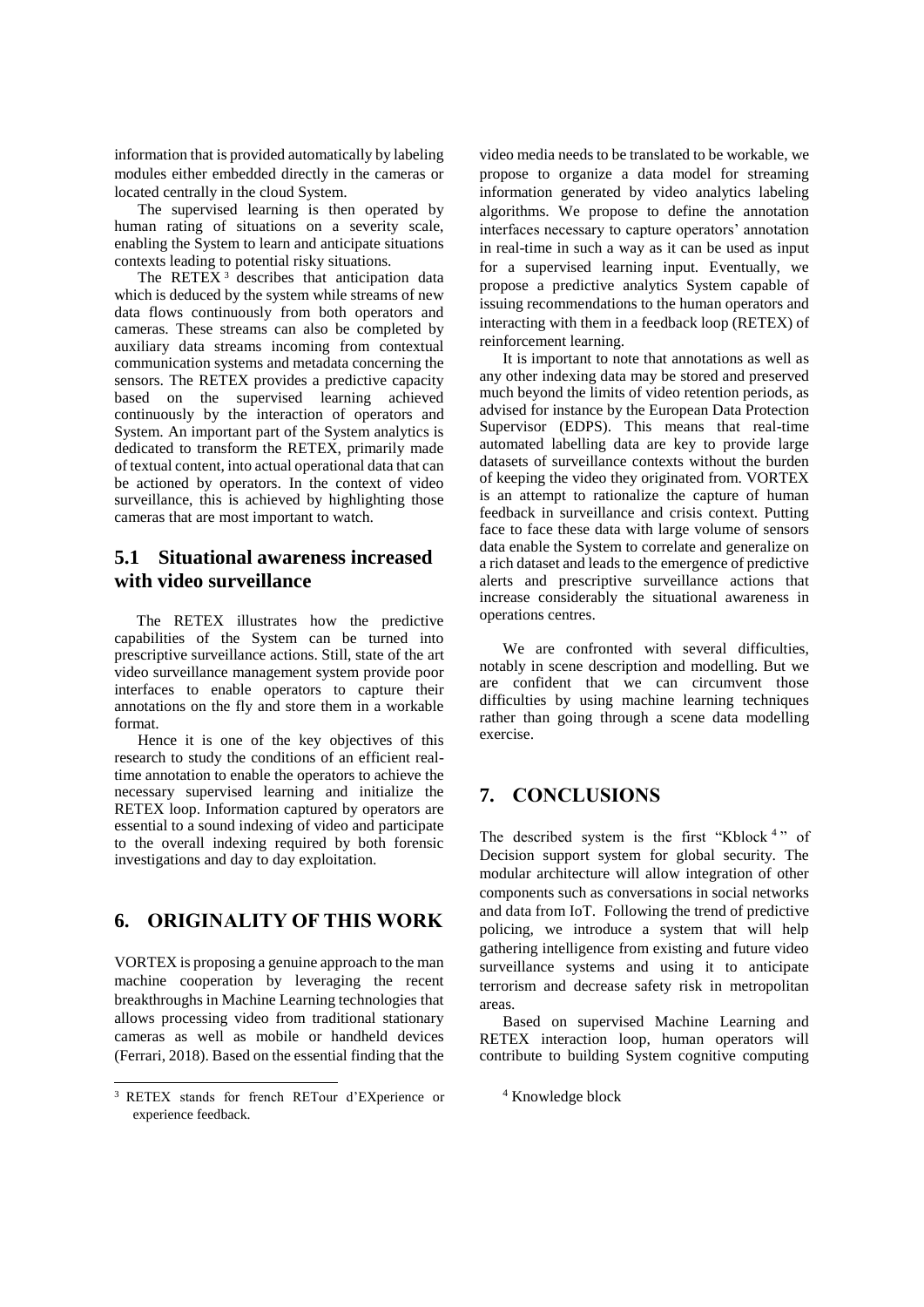information that is provided automatically by labeling modules either embedded directly in the cameras or located centrally in the cloud System.

The supervised learning is then operated by human rating of situations on a severity scale, enabling the System to learn and anticipate situations contexts leading to potential risky situations.

The RETEX[3] describes that anticipation data which is deduced by the system while streams of new data flows continuously from both operators and cameras. These streams can also be completed by auxiliary data streams incoming from contextual communication systems and metadata concerning the sensors. The RETEX provides a predictive capacity based on the supervised learning achieved continuously by the interaction of operators and System. An important part of the System analytics is dedicated to transform the RETEX, primarily made of textual content, into actual operational data that can be actioned by operators. In the context of video surveillance, this is achieved by highlighting those cameras that are most important to watch.

## 5.1 Situational awareness increased with video surveillance

The RETEX illustrates how the predictive capabilities of the System can be turned into prescriptive surveillance actions. Still, state of the art video surveillance management system provide poor interfaces to enable operators to capture their annotations on the fly and store them in a workable format.

Hence it is one of the key objectives of this research to study the conditions of an efficient real-time annotation to enable the operators to achieve the necessary supervised learning and initialize the RETEX loop. Information captured by operators are essential to a sound indexing of video and participate to the overall indexing required by both forensic investigations and day to day exploitation.

# 6. ORIGINALITY OF THIS WORK

VORTEX is proposing a genuine approach to the man machine cooperation by leveraging the recent breakthroughs in Machine Learning technologies that allows processing video from traditional stationary cameras as well as mobile or handheld devices (Ferrari, 2018). Based on the essential finding that the video media needs to be translated to be workable, we propose to organize a data model for streaming information generated by video analytics labeling algorithms. We propose to define the annotation interfaces necessary to capture operators' annotation in real-time in such a way as it can be used as input for a supervised learning input. Eventually, we propose a predictive analytics System capable of issuing recommendations to the human operators and interacting with them in a feedback loop (RETEX) of reinforcement learning.

It is important to note that annotations as well as any other indexing data may be stored and preserved much beyond the limits of video retention periods, as advised for instance by the European Data Protection Supervisor (EDPS). This means that real-time automated labelling data are key to provide large datasets of surveillance contexts without the burden of keeping the video they originated from. VORTEX is an attempt to rationalize the capture of human feedback in surveillance and crisis context. Putting face to face these data with large volume of sensors data enable the System to correlate and generalize on a rich dataset and leads to the emergence of predictive alerts and prescriptive surveillance actions that increase considerably the situational awareness in operations centres.

We are confronted with several difficulties, notably in scene description and modelling. But we are confident that we can circumvent those difficulties by using machine learning techniques rather than going through a scene data modelling exercise.

# 7. CONCLUSIONS

The described system is the first "Kblock[4]" of Decision support system for global security. The modular architecture will allow integration of other components such as conversations in social networks and data from IoT. Following the trend of predictive policing, we introduce a system that will help gathering intelligence from existing and future video surveillance systems and using it to anticipate terrorism and decrease safety risk in metropolitan areas.

Based on supervised Machine Learning and RETEX interaction loop, human operators will contribute to building System cognitive computing

[3] RETEX stands for french RETour d'EXperience or experience feedback.

[4] Knowledge block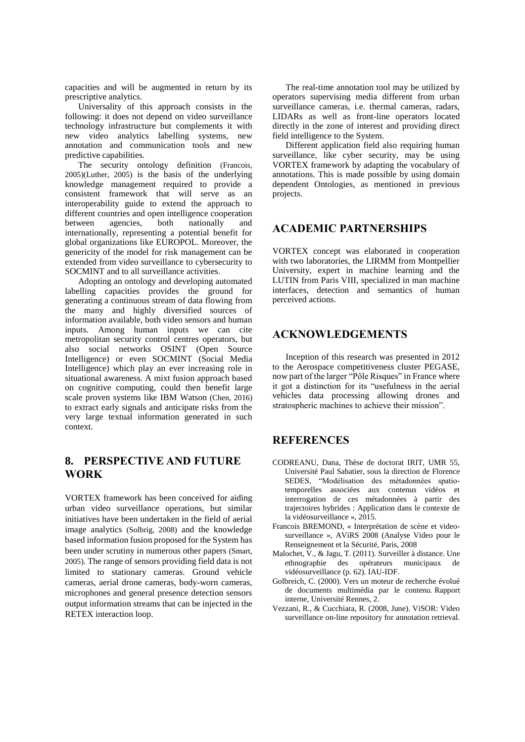capacities and will be augmented in return by its prescriptive analytics.

Universality of this approach consists in the following: it does not depend on video surveillance technology infrastructure but complements it with new video analytics labelling systems, new annotation and communication tools and new predictive capabilities.

The security ontology definition (Francois, 2005)(Luther, 2005) is the basis of the underlying knowledge management required to provide a consistent framework that will serve as an interoperability guide to extend the approach to different countries and open intelligence cooperation between agencies, both nationally and internationally, representing a potential benefit for global organizations like EUROPOL. Moreover, the genericity of the model for risk management can be extended from video surveillance to cybersecurity to SOCMINT and to all surveillance activities.

Adopting an ontology and developing automated labelling capacities provides the ground for generating a continuous stream of data flowing from the many and highly diversified sources of information available, both video sensors and human inputs. Among human inputs we can cite metropolitan security control centres operators, but also social networks OSINT (Open Source Intelligence) or even SOCMINT (Social Media Intelligence) which play an ever increasing role in situational awareness. A mixt fusion approach based on cognitive computing, could then benefit large scale proven systems like IBM Watson (Chen, 2016) to extract early signals and anticipate risks from the very large textual information generated in such context.

## 8. PERSPECTIVE AND FUTURE WORK

VORTEX framework has been conceived for aiding urban video surveillance operations, but similar initiatives have been undertaken in the field of aerial image analytics (Solbrig, 2008) and the knowledge based information fusion proposed for the System has been under scrutiny in numerous other papers (Smart, 2005). The range of sensors providing field data is not limited to stationary cameras. Ground vehicle cameras, aerial drone cameras, body-worn cameras, microphones and general presence detection sensors output information streams that can be injected in the RETEX interaction loop.

The real-time annotation tool may be utilized by operators supervising media different from urban surveillance cameras, i.e. thermal cameras, radars, LIDARs as well as front-line operators located directly in the zone of interest and providing direct field intelligence to the System.

Different application field also requiring human surveillance, like cyber security, may be using VORTEX framework by adapting the vocabulary of annotations. This is made possible by using domain dependent Ontologies, as mentioned in previous projects.

## ACADEMIC PARTNERSHIPS

VORTEX concept was elaborated in cooperation with two laboratories, the LIRMM from Montpellier University, expert in machine learning and the LUTIN from Paris VIII, specialized in man machine interfaces, detection and semantics of human perceived actions.

## ACKNOWLEDGEMENTS

Inception of this research was presented in 2012 to the Aerospace competitiveness cluster PEGASE, now part of the larger "Pôle Risques" in France where it got a distinction for its "usefulness in the aerial vehicles data processing allowing drones and stratospheric machines to achieve their mission".

## REFERENCES

CODREANU, Dana, Thèse de doctorat IRIT, UMR 55, Université Paul Sabatier, sous la direction de Florence SEDES, "Modélisation des métadonnées spatio-temporelles associées aux contenus vidéos et interrogation de ces métadonnées à partir des trajectoires hybrides : Application dans le contexte de la vidéosurveillance », 2015.

Francois BREMOND, « Interprétation de scène et video-surveillance », AViRS 2008 (Analyse Video pour le Renseignement et la Sécurité, Paris, 2008

Malochet, V., & Jagu, T. (2011). Surveiller à distance. Une ethnographie des opérateurs municipaux de vidéosurveillance (p. 62). IAU-IDF.

Golbreich, C. (2000). Vers un moteur de recherche évolué de documents multimédia par le contenu. Rapport interne, Université Rennes, 2.

Vezzani, R., & Cucchiara, R. (2008, June). ViSOR: Video surveillance on-line repository for annotation retrieval.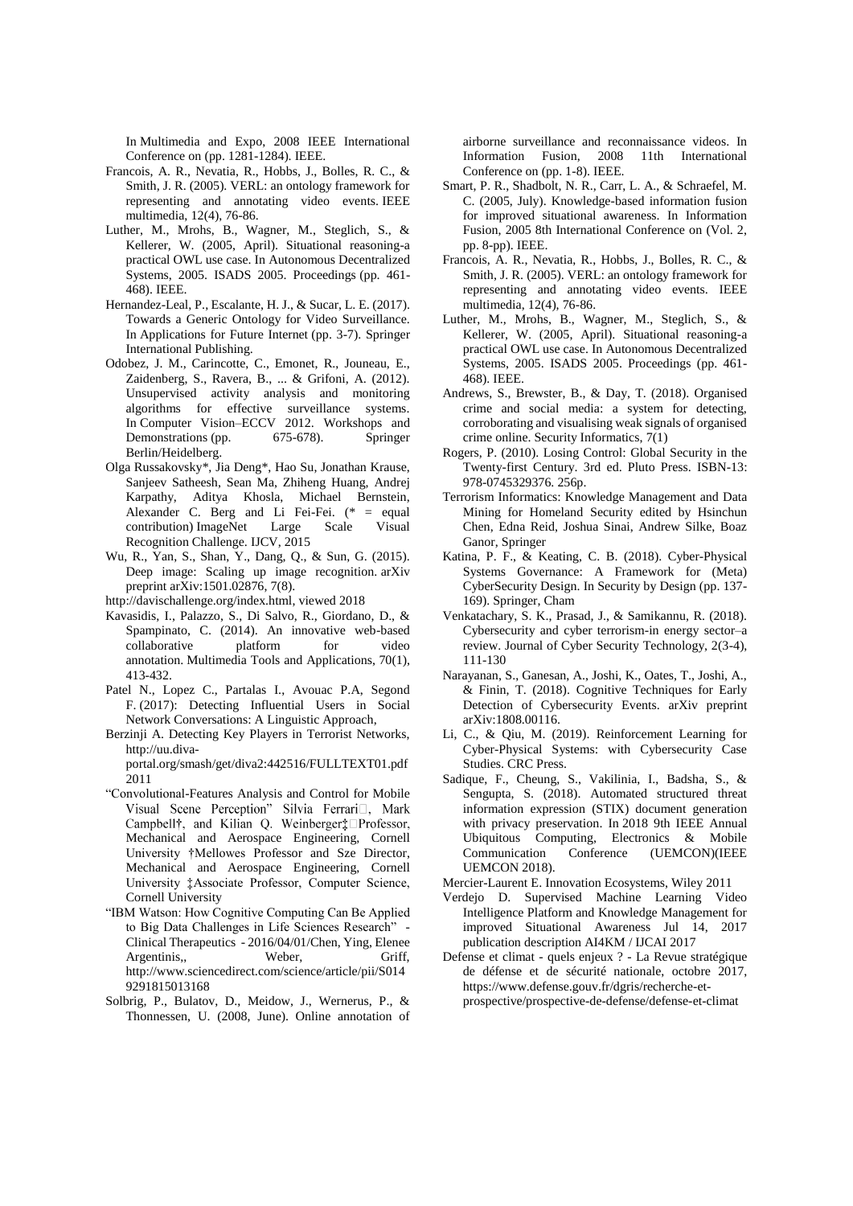In Multimedia and Expo, 2008 IEEE International Conference on (pp. 1281-1284). IEEE.

Francois, A. R., Nevatia, R., Hobbs, J., Bolles, R. C., & Smith, J. R. (2005). VERL: an ontology framework for representing and annotating video events. IEEE multimedia, 12(4), 76-86.

Luther, M., Mrohs, B., Wagner, M., Steglich, S., & Kellerer, W. (2005, April). Situational reasoning-a practical OWL use case. In Autonomous Decentralized Systems, 2005. ISADS 2005. Proceedings (pp. 461-468). IEEE.

Hernandez-Leal, P., Escalante, H. J., & Sucar, L. E. (2017). Towards a Generic Ontology for Video Surveillance. In Applications for Future Internet (pp. 3-7). Springer International Publishing.

Odobez, J. M., Carincotte, C., Emonet, R., Jouneau, E., Zaidenberg, S., Ravera, B., ... & Grifoni, A. (2012). Unsupervised activity analysis and monitoring algorithms for effective surveillance systems. In Computer Vision–ECCV 2012. Workshops and Demonstrations (pp. 675-678). Springer Berlin/Heidelberg.

Olga Russakovsky*, Jia Deng*, Hao Su, Jonathan Krause, Sanjeev Satheesh, Sean Ma, Zhiheng Huang, Andrej Karpathy, Aditya Khosla, Michael Bernstein, Alexander C. Berg and Li Fei-Fei. (* = equal contribution) ImageNet Large Scale Visual Recognition Challenge. IJCV, 2015

Wu, R., Yan, S., Shan, Y., Dang, Q., & Sun, G. (2015). Deep image: Scaling up image recognition. arXiv preprint arXiv:1501.02876, 7(8).

http://davischallenge.org/index.html, viewed 2018

Kavasidis, I., Palazzo, S., Di Salvo, R., Giordano, D., & Spampinato, C. (2014). An innovative web-based collaborative platform for video annotation. Multimedia Tools and Applications, 70(1), 413-432.

Patel N., Lopez C., Partalas I., Avouac P.A, Segond F. (2017): Detecting Influential Users in Social Network Conversations: A Linguistic Approach,

Berzinji A. Detecting Key Players in Terrorist Networks, http://uu.diva-portal.org/smash/get/diva2:442516/FULLTEXT01.pdf 2011

"Convolutional-Features Analysis and Control for Mobile Visual Scene Perception" Silvia Ferrari, Mark Campbell†, and Kilian Q. Weinberger‡ Professor, Mechanical and Aerospace Engineering, Cornell University †Mellowes Professor and Sze Director, Mechanical and Aerospace Engineering, Cornell University ‡Associate Professor, Computer Science, Cornell University

"IBM Watson: How Cognitive Computing Can Be Applied to Big Data Challenges in Life Sciences Research" - Clinical Therapeutics - 2016/04/01/Chen, Ying, Elenee Argentinis,, Weber, Griff, http://www.sciencedirect.com/science/article/pii/S0149291815013168

Solbrig, P., Bulatov, D., Meidow, J., Wernerus, P., & Thonnessen, U. (2008, June). Online annotation of airborne surveillance and reconnaissance videos. In Information Fusion, 2008 11th International Conference on (pp. 1-8). IEEE.

Smart, P. R., Shadbolt, N. R., Carr, L. A., & Schraefel, M. C. (2005, July). Knowledge-based information fusion for improved situational awareness. In Information Fusion, 2005 8th International Conference on (Vol. 2, pp. 8-pp). IEEE.

Francois, A. R., Nevatia, R., Hobbs, J., Bolles, R. C., & Smith, J. R. (2005). VERL: an ontology framework for representing and annotating video events. IEEE multimedia, 12(4), 76-86.

Luther, M., Mrohs, B., Wagner, M., Steglich, S., & Kellerer, W. (2005, April). Situational reasoning-a practical OWL use case. In Autonomous Decentralized Systems, 2005. ISADS 2005. Proceedings (pp. 461-468). IEEE.

Andrews, S., Brewster, B., & Day, T. (2018). Organised crime and social media: a system for detecting, corroborating and visualising weak signals of organised crime online. Security Informatics, 7(1)

Rogers, P. (2010). Losing Control: Global Security in the Twenty-first Century. 3rd ed. Pluto Press. ISBN-13: 978-0745329376. 256p.

Terrorism Informatics: Knowledge Management and Data Mining for Homeland Security edited by Hsinchun Chen, Edna Reid, Joshua Sinai, Andrew Silke, Boaz Ganor, Springer

Katina, P. F., & Keating, C. B. (2018). Cyber-Physical Systems Governance: A Framework for (Meta) CyberSecurity Design. In Security by Design (pp. 137-169). Springer, Cham

Venkatachary, S. K., Prasad, J., & Samikannu, R. (2018). Cybersecurity and cyber terrorism-in energy sector–a review. Journal of Cyber Security Technology, 2(3-4), 111-130

Narayanan, S., Ganesan, A., Joshi, K., Oates, T., Joshi, A., & Finin, T. (2018). Cognitive Techniques for Early Detection of Cybersecurity Events. arXiv preprint arXiv:1808.00116.

Li, C., & Qiu, M. (2019). Reinforcement Learning for Cyber-Physical Systems: with Cybersecurity Case Studies. CRC Press.

Sadique, F., Cheung, S., Vakilinia, I., Badsha, S., & Sengupta, S. (2018). Automated structured threat information expression (STIX) document generation with privacy preservation. In 2018 9th IEEE Annual Ubiquitous Computing, Electronics & Mobile Communication Conference (UEMCON)(IEEE UEMCON 2018).

Mercier-Laurent E. Innovation Ecosystems, Wiley 2011

Verdejo D. Supervised Machine Learning Video Intelligence Platform and Knowledge Management for improved Situational Awareness Jul 14, 2017 publication description AI4KM / IJCAI 2017

Defense et climat - quels enjeux ? - La Revue stratégique de défense et de sécurité nationale, octobre 2017, https://www.defense.gouv.fr/dgris/recherche-et-prospective/prospective-de-defense/defense-et-climat